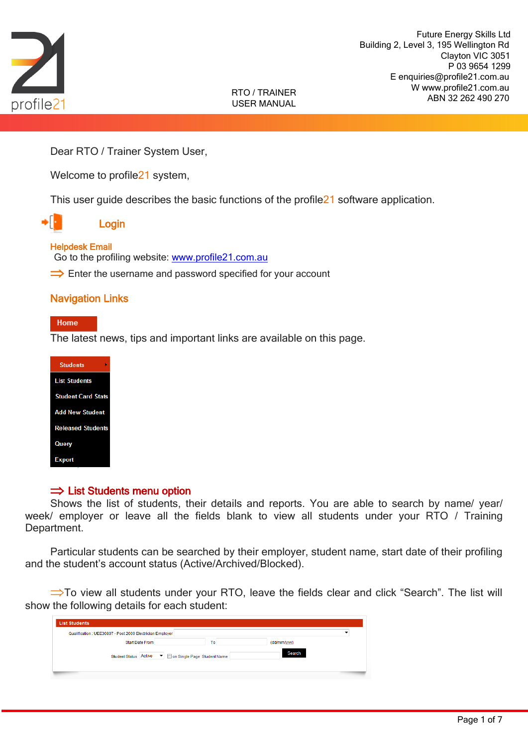Future Energy Skills Ltd
Building 2, Level 3, 195 Wellington Rd
Clayton VIC 3051
P 03 9654 1299
E enquiries@profile21.com.au
W www.profile21.com.au
ABN 32 262 490 270

RTO / TRAINER
USER MANUAL

Dear RTO / Trainer System User,

Welcome to profile21 system,

This user guide describes the basic functions of the profile21 software application.

## Login

**Helpdesk Email**
Go to the profiling website: [www.profile21.com.au](http://www.profile21.com.au)

⇒ Enter the username and password specified for your account

## Navigation Links

**Home**
The latest news, tips and important links are available on this page.

**Students**
- List Students
- Student Card Stats
- Add New Student
- Released Students
- Query
- Export

### ⇒ List Students menu option

Shows the list of students, their details and reports. You are able to search by name/ year/ week/ employer or leave all the fields blank to view all students under your RTO / Training Department.

Particular students can be searched by their employer, student name, start date of their profiling and the student's account status (Active/Archived/Blocked).

⇒To view all students under your RTO, leave the fields clear and click "Search". The list will show the following details for each student:

List Students
Qualification : UEE30807 - Post 2009 Electrician Employer
Start Date From | To | (dd/mm/yyyy)
Student Status Active | on Single Page | Student Name | Search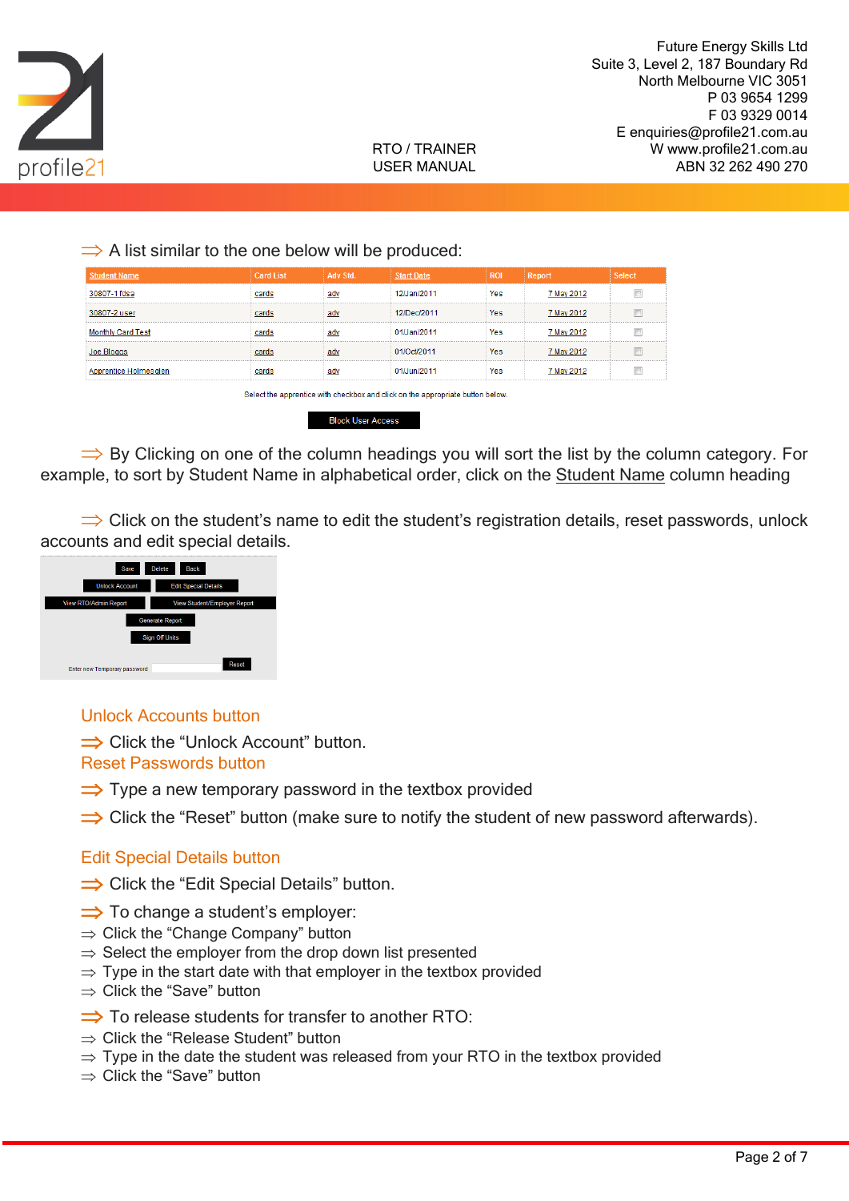⇒ A list similar to the one below will be produced:

| Student Name | Card List | Adv Std. | Start Date | ROI | Report | Select |
|---|---|---|---|---|---|---|
| 30807-1 fdsa | cards | adv | 12/Jan/2011 | Yes | 7 May 2012 | ☐ |
| 30807-2 user | cards | adv | 12/Dec/2011 | Yes | 7 May 2012 | ☐ |
| Monthly Card Test | cards | adv | 01/Jan/2011 | Yes | 7 May 2012 | ☐ |
| Joe Bloggs | cards | adv | 01/Oct/2011 | Yes | 7 May 2012 | ☐ |
| Apprentice Holmesglen | cards | adv | 01/Jun/2011 | Yes | 7 May 2012 | ☐ |

Select the apprentice with checkbox and click on the appropriate button below.

Block User Access

⇒ By Clicking on one of the column headings you will sort the list by the column category. For example, to sort by Student Name in alphabetical order, click on the Student Name column heading

⇒ Click on the student's name to edit the student's registration details, reset passwords, unlock accounts and edit special details.

Save | Delete | Back
Unlock Account | Edit Special Details
View RTO/Admin Report | View Student/Employer Report
Generate Report
Sign Off Units
Enter new Temporary password [ ] Reset

## Unlock Accounts button

⇒ Click the "Unlock Account" button.

## Reset Passwords button

⇒ Type a new temporary password in the textbox provided

⇒ Click the "Reset" button (make sure to notify the student of new password afterwards).

## Edit Special Details button

⇒ Click the "Edit Special Details" button.

⇒ To change a student's employer:
- ⇒ Click the "Change Company" button
- ⇒ Select the employer from the drop down list presented
- ⇒ Type in the start date with that employer in the textbox provided
- ⇒ Click the "Save" button

⇒ To release students for transfer to another RTO:
- ⇒ Click the "Release Student" button
- ⇒ Type in the date the student was released from your RTO in the textbox provided
- ⇒ Click the "Save" button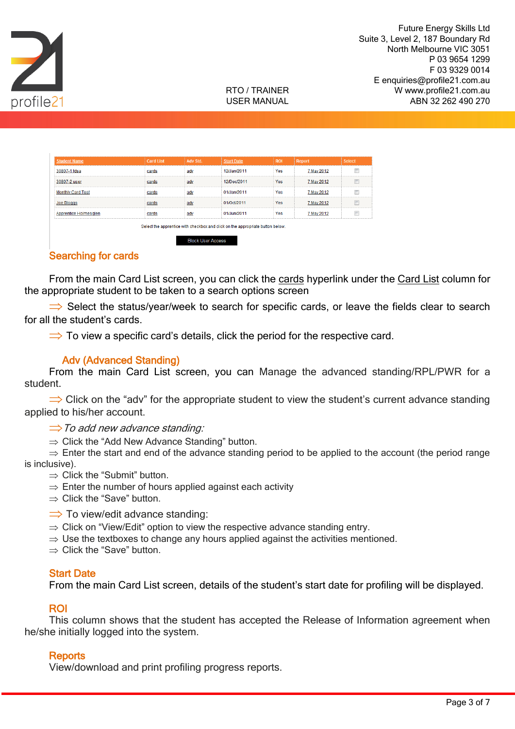| Student Name | Card List | Adv Std. | Start Date | ROI | Report | Select |
|---|---|---|---|---|---|---|
| 30807-1 fdsa | cards | adv | 12/Jan/2011 | Yes | 7 May 2012 | |
| 30807-2 user | cards | adv | 12/Dec/2011 | Yes | 7 May 2012 | |
| Monthly Card Test | cards | adv | 01/Jan/2011 | Yes | 7 May 2012 | |
| Joe Bloggs | cards | adv | 01/Oct/2011 | Yes | 7 May 2012 | |
| Apprentice Holmesglen | cards | adv | 01/Jun/2011 | Yes | 7 May 2012 | |

Select the apprentice with checkbox and click on the appropriate button below.

Block User Access

## Searching for cards

From the main Card List screen, you can click the cards hyperlink under the Card List column for the appropriate student to be taken to a search options screen

⇒ Select the status/year/week to search for specific cards, or leave the fields clear to search for all the student's cards.

⇒ To view a specific card's details, click the period for the respective card.

## Adv (Advanced Standing)

From the main Card List screen, you can Manage the advanced standing/RPL/PWR for a student.

⇒ Click on the "adv" for the appropriate student to view the student's current advance standing applied to his/her account.

⇒ *To add new advance standing:*

- ⇒ Click the "Add New Advance Standing" button.
- ⇒ Enter the start and end of the advance standing period to be applied to the account (the period range is inclusive).
- ⇒ Click the "Submit" button.
- ⇒ Enter the number of hours applied against each activity
- ⇒ Click the "Save" button.

⇒ To view/edit advance standing:

- ⇒ Click on "View/Edit" option to view the respective advance standing entry.
- ⇒ Use the textboxes to change any hours applied against the activities mentioned.
- ⇒ Click the "Save" button.

## Start Date

From the main Card List screen, details of the student's start date for profiling will be displayed.

## ROI

This column shows that the student has accepted the Release of Information agreement when he/she initially logged into the system.

## Reports

View/download and print profiling progress reports.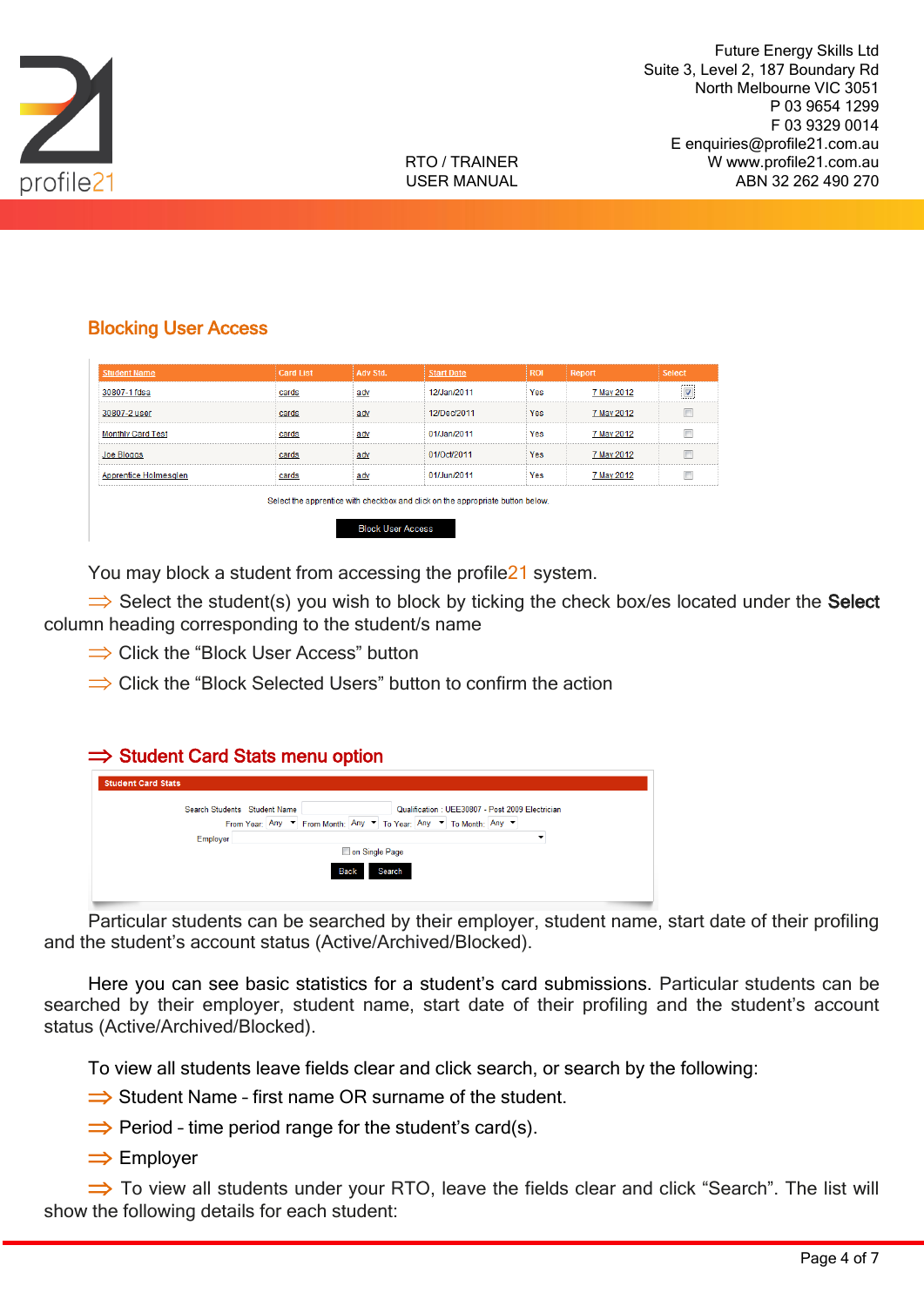## Blocking User Access

| Student Name | Card List | Adv Std. | Start Date | ROI | Report | Select |
|---|---|---|---|---|---|---|
| 30807-1 fdsa | cards | adv | 12/Jan/2011 | Yes | 7 May 2012 | ☑ |
| 30807-2 user | cards | adv | 12/Dec/2011 | Yes | 7 May 2012 | ☐ |
| Monthly Card Test | cards | adv | 01/Jan/2011 | Yes | 7 May 2012 | ☐ |
| Joe Bloggs | cards | adv | 01/Oct/2011 | Yes | 7 May 2012 | ☐ |
| Apprentice Holmesglen | cards | adv | 01/Jun/2011 | Yes | 7 May 2012 | ☐ |

Select the apprentice with checkbox and click on the appropriate button below.

Block User Access

You may block a student from accessing the profile21 system.

⇒ Select the student(s) you wish to block by ticking the check box/es located under the **Select** column heading corresponding to the student/s name

⇒ Click the "Block User Access" button

⇒ Click the "Block Selected Users" button to confirm the action

## ⇒ Student Card Stats menu option

**Student Card Stats**

Search Students Student Name [ ] Qualification : UEE30807 - Post 2009 Electrician

From Year: Any From Month: Any To Year: Any To Month: Any

Employer

☐ on Single Page

Back | Search

Particular students can be searched by their employer, student name, start date of their profiling and the student's account status (Active/Archived/Blocked).

Here you can see basic statistics for a student's card submissions. Particular students can be searched by their employer, student name, start date of their profiling and the student's account status (Active/Archived/Blocked).

To view all students leave fields clear and click search, or search by the following:

⇒ Student Name – first name OR surname of the student.

⇒ Period – time period range for the student's card(s).

⇒ Employer

⇒ To view all students under your RTO, leave the fields clear and click "Search". The list will show the following details for each student: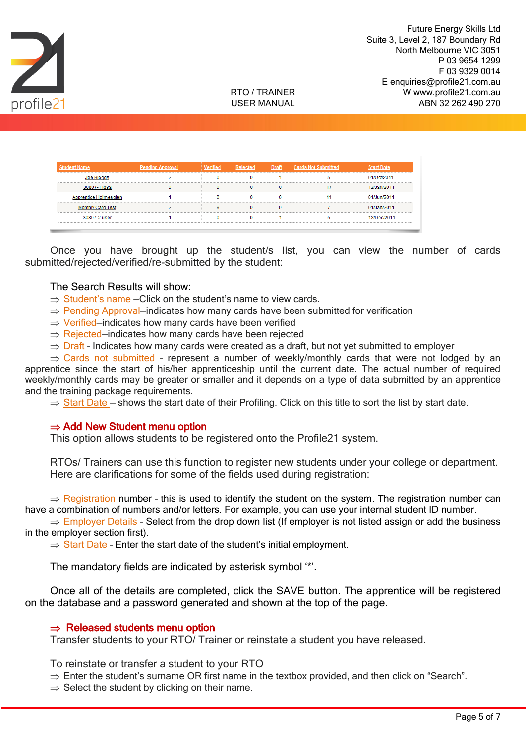| Student Name | Pending Approval | Verified | Rejected | Draft | Cards Not Submitted | Start Date |
|---|---|---|---|---|---|---|
| Joe Bloggs | 2 | 0 | 0 | 1 | 5 | 01/Oct/2011 |
| 30807-1 fdsa | 0 | 0 | 0 | 0 | 17 | 12/Jan/2011 |
| Apprentice Holmesglen | 1 | 0 | 0 | 0 | 11 | 01/Jun/2011 |
| Monthly Card Test | 2 | 8 | 0 | 0 | 7 | 01/Jan/2011 |
| 30807-2 user | 1 | 0 | 0 | 1 | 5 | 12/Dec/2011 |

Once you have brought up the student/s list, you can view the number of cards submitted/rejected/verified/re-submitted by the student:

The Search Results will show:

⇒ Student's name –Click on the student's name to view cards.
⇒ Pending Approval–indicates how many cards have been submitted for verification
⇒ Verified–indicates how many cards have been verified
⇒ Rejected–indicates how many cards have been rejected
⇒ Draft - Indicates how many cards were created as a draft, but not yet submitted to employer
⇒ Cards not submitted - represent a number of weekly/monthly cards that were not lodged by an apprentice since the start of his/her apprenticeship until the current date. The actual number of required weekly/monthly cards may be greater or smaller and it depends on a type of data submitted by an apprentice and the training package requirements.
⇒ Start Date – shows the start date of their Profiling. Click on this title to sort the list by start date.

## ⇒ Add New Student menu option

This option allows students to be registered onto the Profile21 system.

RTOs/ Trainers can use this function to register new students under your college or department. Here are clarifications for some of the fields used during registration:

⇒ Registration number - this is used to identify the student on the system. The registration number can have a combination of numbers and/or letters. For example, you can use your internal student ID number.
⇒ Employer Details - Select from the drop down list (If employer is not listed assign or add the business in the employer section first).
⇒ Start Date - Enter the start date of the student's initial employment.

The mandatory fields are indicated by asterisk symbol '*'.

Once all of the details are completed, click the SAVE button. The apprentice will be registered on the database and a password generated and shown at the top of the page.

## ⇒ Released students menu option

Transfer students to your RTO/ Trainer or reinstate a student you have released.

To reinstate or transfer a student to your RTO

⇒ Enter the student's surname OR first name in the textbox provided, and then click on "Search".
⇒ Select the student by clicking on their name.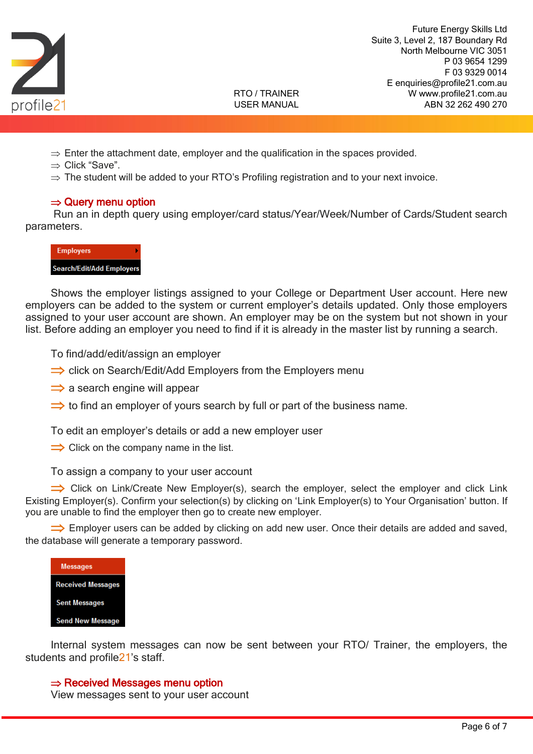⇒ Enter the attachment date, employer and the qualification in the spaces provided.
⇒ Click “Save”.
⇒ The student will be added to your RTO’s Profiling registration and to your next invoice.

**⇒ Query menu option**

Run an in depth query using employer/card status/Year/Week/Number of Cards/Student search parameters.

**Employers**
**Search/Edit/Add Employers**

Shows the employer listings assigned to your College or Department User account. Here new employers can be added to the system or current employer’s details updated. Only those employers assigned to your user account are shown. An employer may be on the system but not shown in your list. Before adding an employer you need to find if it is already in the master list by running a search.

To find/add/edit/assign an employer

⇒ click on Search/Edit/Add Employers from the Employers menu
⇒ a search engine will appear
⇒ to find an employer of yours search by full or part of the business name.

To edit an employer’s details or add a new employer user

⇒ Click on the company name in the list.

To assign a company to your user account

⇒ Click on Link/Create New Employer(s), search the employer, select the employer and click Link Existing Employer(s). Confirm your selection(s) by clicking on ‘Link Employer(s) to Your Organisation’ button. If you are unable to find the employer then go to create new employer.

⇒ Employer users can be added by clicking on add new user. Once their details are added and saved, the database will generate a temporary password.

**Messages**
**Received Messages**
**Sent Messages**
**Send New Message**

Internal system messages can now be sent between your RTO/ Trainer, the employers, the students and profile21’s staff.

**⇒ Received Messages menu option**

View messages sent to your user account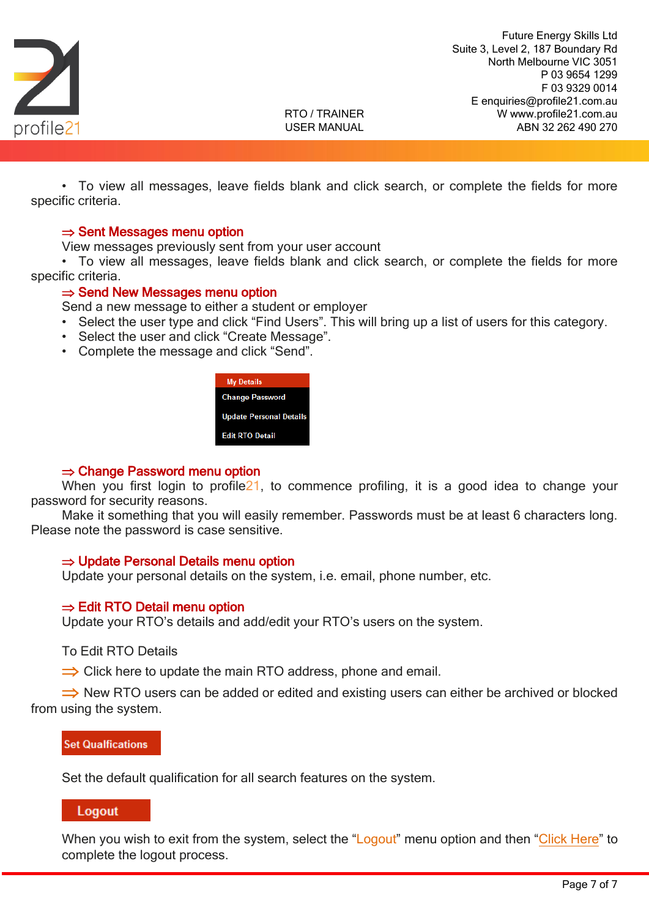- To view all messages, leave fields blank and click search, or complete the fields for more specific criteria.

⇒ **Sent Messages menu option**

View messages previously sent from your user account

- To view all messages, leave fields blank and click search, or complete the fields for more specific criteria.

⇒ **Send New Messages menu option**

Send a new message to either a student or employer

- Select the user type and click “Find Users”. This will bring up a list of users for this category.
- Select the user and click “Create Message”.
- Complete the message and click “Send”.

My Details
Change Password
Update Personal Details
Edit RTO Detail

⇒ **Change Password menu option**

When you first login to profile21, to commence profiling, it is a good idea to change your password for security reasons.

Make it something that you will easily remember. Passwords must be at least 6 characters long. Please note the password is case sensitive.

⇒ **Update Personal Details menu option**

Update your personal details on the system, i.e. email, phone number, etc.

⇒ **Edit RTO Detail menu option**

Update your RTO’s details and add/edit your RTO’s users on the system.

To Edit RTO Details

⇒ Click here to update the main RTO address, phone and email.

⇒ New RTO users can be added or edited and existing users can either be archived or blocked from using the system.

**Set Qualfications**

Set the default qualification for all search features on the system.

**Logout**

When you wish to exit from the system, select the “Logout” menu option and then “Click Here” to complete the logout process.